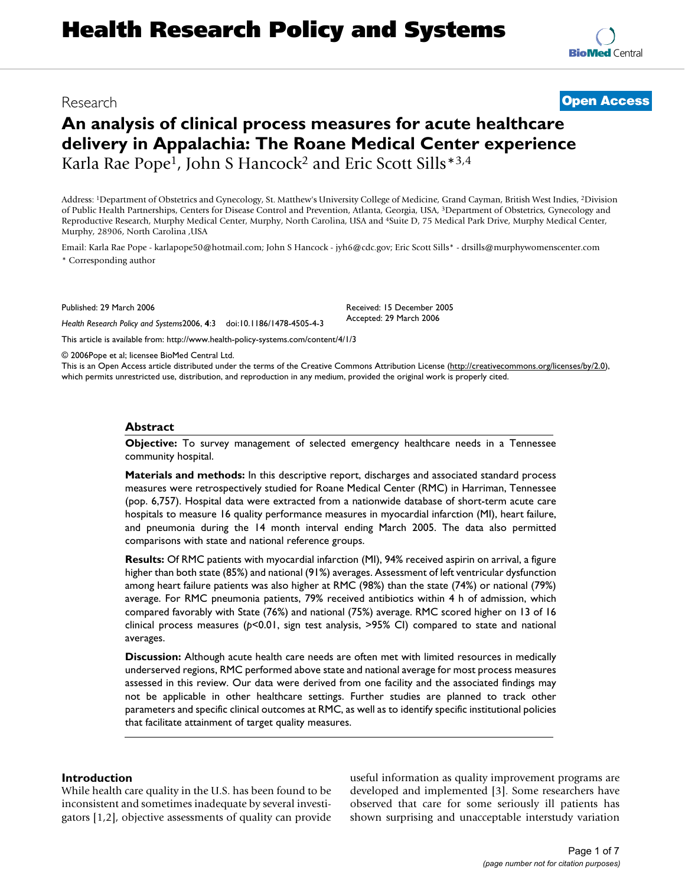Research

Open Access

# An analysis of clinical process measures for acute healthcare delivery in Appalachia: The Roane Medical Center experience

Karla Rae Pope[1], John S Hancock[2] and Eric Scott Sills*[3,4]

Address: [1]Department of Obstetrics and Gynecology, St. Matthew's University College of Medicine, Grand Cayman, British West Indies, [2]Division of Public Health Partnerships, Centers for Disease Control and Prevention, Atlanta, Georgia, USA, [3]Department of Obstetrics, Gynecology and Reproductive Research, Murphy Medical Center, Murphy, North Carolina, USA and [4]Suite D, 75 Medical Park Drive, Murphy Medical Center, Murphy, 28906, North Carolina ,USA

Email: Karla Rae Pope - karlapope50@hotmail.com; John S Hancock - jyh6@cdc.gov; Eric Scott Sills* - drsills@murphywomenscenter.com

\* Corresponding author

Published: 29 March 2006

*Health Research Policy and Systems*2006, **4**:3 doi:10.1186/1478-4505-4-3

Received: 15 December 2005
Accepted: 29 March 2006

This article is available from: http://www.health-policy-systems.com/content/4/1/3

© 2006Pope et al; licensee BioMed Central Ltd.
This is an Open Access article distributed under the terms of the Creative Commons Attribution License (http://creativecommons.org/licenses/by/2.0), which permits unrestricted use, distribution, and reproduction in any medium, provided the original work is properly cited.

## Abstract

**Objective:** To survey management of selected emergency healthcare needs in a Tennessee community hospital.

**Materials and methods:** In this descriptive report, discharges and associated standard process measures were retrospectively studied for Roane Medical Center (RMC) in Harriman, Tennessee (pop. 6,757). Hospital data were extracted from a nationwide database of short-term acute care hospitals to measure 16 quality performance measures in myocardial infarction (MI), heart failure, and pneumonia during the 14 month interval ending March 2005. The data also permitted comparisons with state and national reference groups.

**Results:** Of RMC patients with myocardial infarction (MI), 94% received aspirin on arrival, a figure higher than both state (85%) and national (91%) averages. Assessment of left ventricular dysfunction among heart failure patients was also higher at RMC (98%) than the state (74%) or national (79%) average. For RMC pneumonia patients, 79% received antibiotics within 4 h of admission, which compared favorably with State (76%) and national (75%) average. RMC scored higher on 13 of 16 clinical process measures ($p<0.01$, sign test analysis, >95% CI) compared to state and national averages.

**Discussion:** Although acute health care needs are often met with limited resources in medically underserved regions, RMC performed above state and national average for most process measures assessed in this review. Our data were derived from one facility and the associated findings may not be applicable in other healthcare settings. Further studies are planned to track other parameters and specific clinical outcomes at RMC, as well as to identify specific institutional policies that facilitate attainment of target quality measures.

## Introduction

While health care quality in the U.S. has been found to be inconsistent and sometimes inadequate by several investigators [1,2], objective assessments of quality can provide useful information as quality improvement programs are developed and implemented [3]. Some researchers have observed that care for some seriously ill patients has shown surprising and unacceptable interstudy variation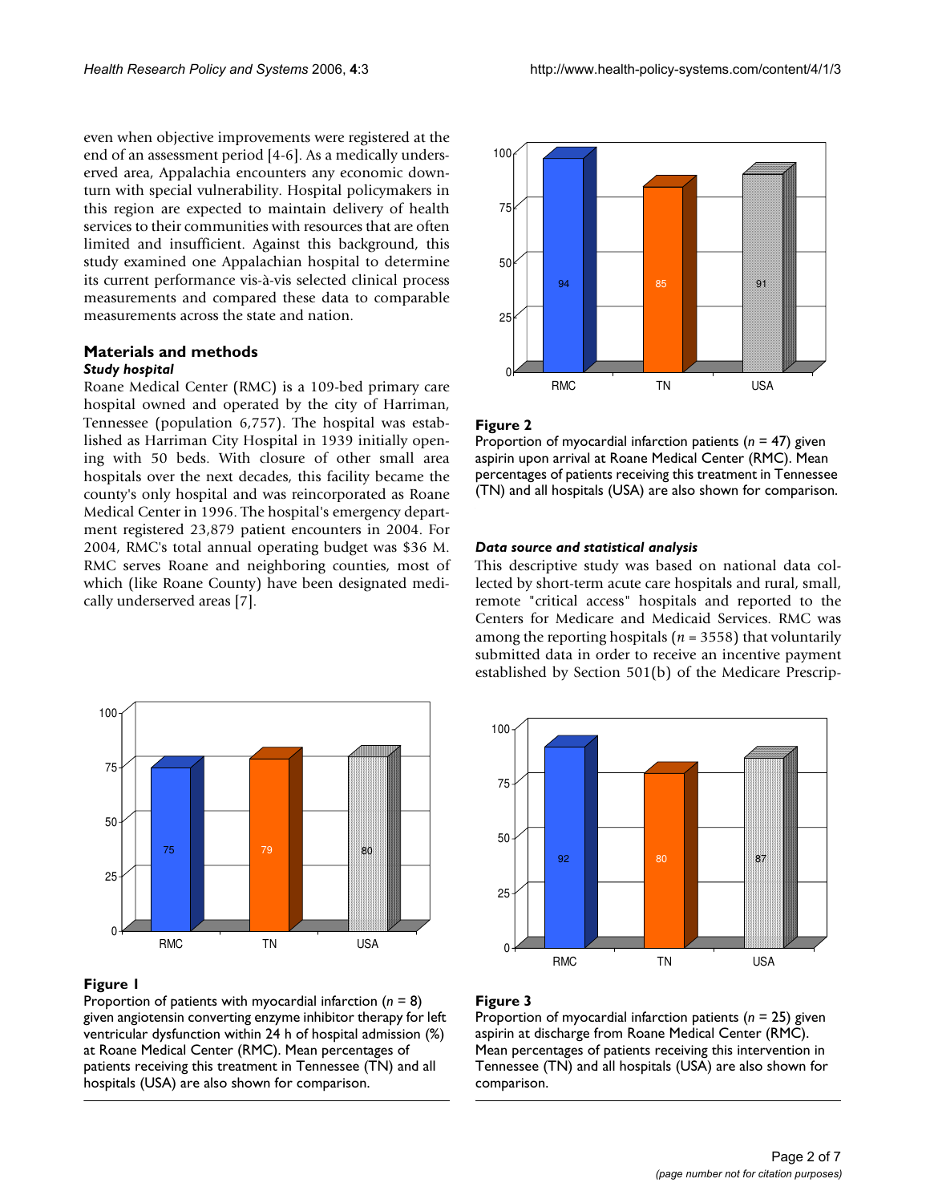even when objective improvements were registered at the end of an assessment period [4-6]. As a medically underserved area, Appalachia encounters any economic downturn with special vulnerability. Hospital policymakers in this region are expected to maintain delivery of health services to their communities with resources that are often limited and insufficient. Against this background, this study examined one Appalachian hospital to determine its current performance vis-à-vis selected clinical process measurements and compared these data to comparable measurements across the state and nation.

## Materials and methods

### *Study hospital*

Roane Medical Center (RMC) is a 109-bed primary care hospital owned and operated by the city of Harriman, Tennessee (population 6,757). The hospital was established as Harriman City Hospital in 1939 initially opening with 50 beds. With closure of other small area hospitals over the next decades, this facility became the county's only hospital and was reincorporated as Roane Medical Center in 1996. The hospital's emergency department registered 23,879 patient encounters in 2004. For 2004, RMC's total annual operating budget was $36 M. RMC serves Roane and neighboring counties, most of which (like Roane County) have been designated medically underserved areas [7].

**Figure 1**
Proportion of patients with myocardial infarction ($n$ = 8) given angiotensin converting enzyme inhibitor therapy for left ventricular dysfunction within 24 h of hospital admission (%) at Roane Medical Center (RMC). Mean percentages of patients receiving this treatment in Tennessee (TN) and all hospitals (USA) are also shown for comparison.

**Figure 2**
Proportion of myocardial infarction patients ($n$ = 47) given aspirin upon arrival at Roane Medical Center (RMC). Mean percentages of patients receiving this treatment in Tennessee (TN) and all hospitals (USA) are also shown for comparison.

### *Data source and statistical analysis*

This descriptive study was based on national data collected by short-term acute care hospitals and rural, small, remote "critical access" hospitals and reported to the Centers for Medicare and Medicaid Services. RMC was among the reporting hospitals ($n$ = 3558) that voluntarily submitted data in order to receive an incentive payment established by Section 501(b) of the Medicare Prescrip-

**Figure 3**
Proportion of myocardial infarction patients ($n$ = 25) given aspirin at discharge from Roane Medical Center (RMC). Mean percentages of patients receiving this intervention in Tennessee (TN) and all hospitals (USA) are also shown for comparison.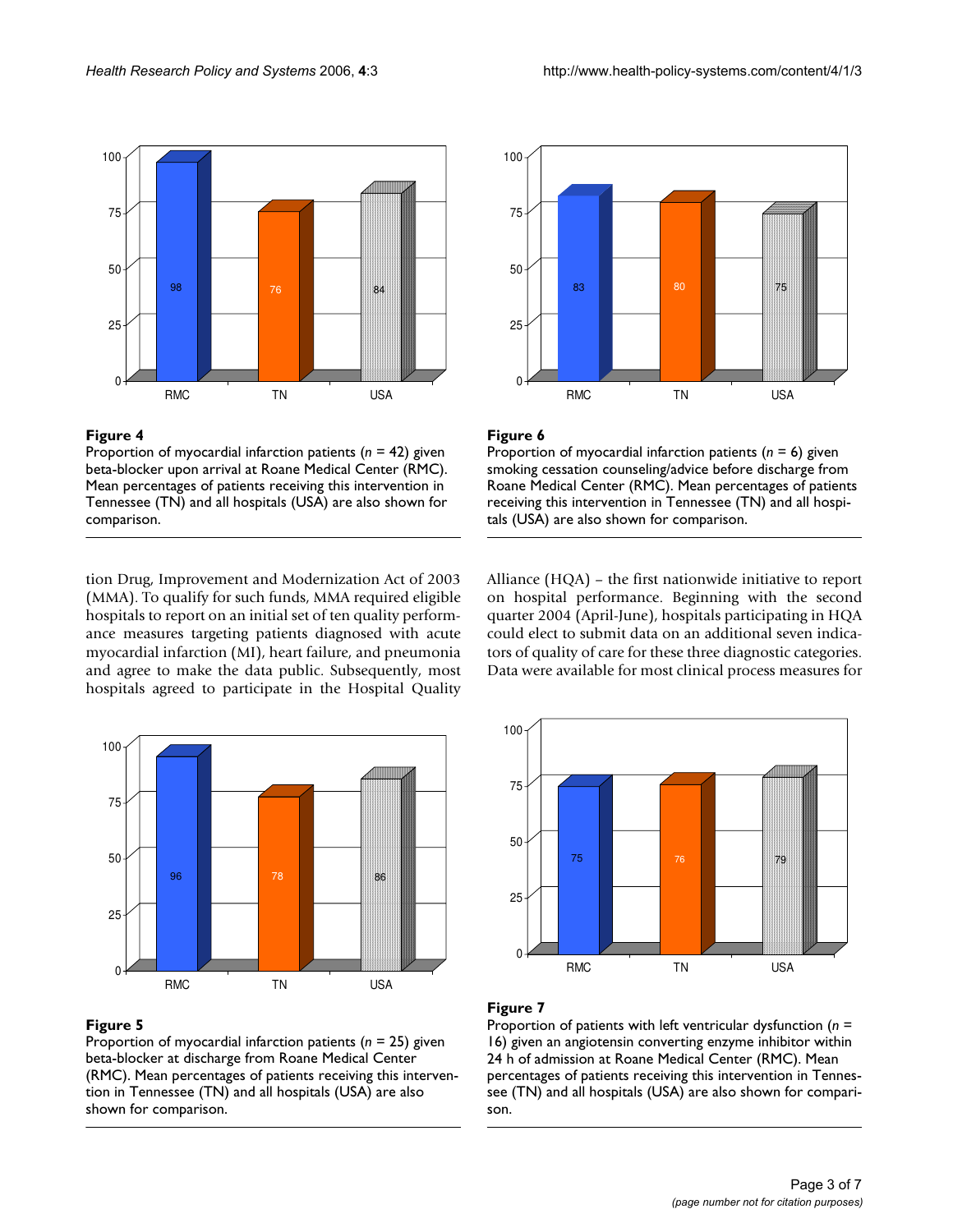**Figure 4**

Proportion of myocardial infarction patients (*n* = 42) given beta-blocker upon arrival at Roane Medical Center (RMC). Mean percentages of patients receiving this intervention in Tennessee (TN) and all hospitals (USA) are also shown for comparison.

**Figure 6**

Proportion of myocardial infarction patients (*n* = 6) given smoking cessation counseling/advice before discharge from Roane Medical Center (RMC). Mean percentages of patients receiving this intervention in Tennessee (TN) and all hospitals (USA) are also shown for comparison.

tion Drug, Improvement and Modernization Act of 2003 (MMA). To qualify for such funds, MMA required eligible hospitals to report on an initial set of ten quality performance measures targeting patients diagnosed with acute myocardial infarction (MI), heart failure, and pneumonia and agree to make the data public. Subsequently, most hospitals agreed to participate in the Hospital Quality Alliance (HQA) – the first nationwide initiative to report on hospital performance. Beginning with the second quarter 2004 (April-June), hospitals participating in HQA could elect to submit data on an additional seven indicators of quality of care for these three diagnostic categories. Data were available for most clinical process measures for

**Figure 5**

Proportion of myocardial infarction patients (*n* = 25) given beta-blocker at discharge from Roane Medical Center (RMC). Mean percentages of patients receiving this intervention in Tennessee (TN) and all hospitals (USA) are also shown for comparison.

**Figure 7**

Proportion of patients with left ventricular dysfunction (*n* = 16) given an angiotensin converting enzyme inhibitor within 24 h of admission at Roane Medical Center (RMC). Mean percentages of patients receiving this intervention in Tennessee (TN) and all hospitals (USA) are also shown for comparison.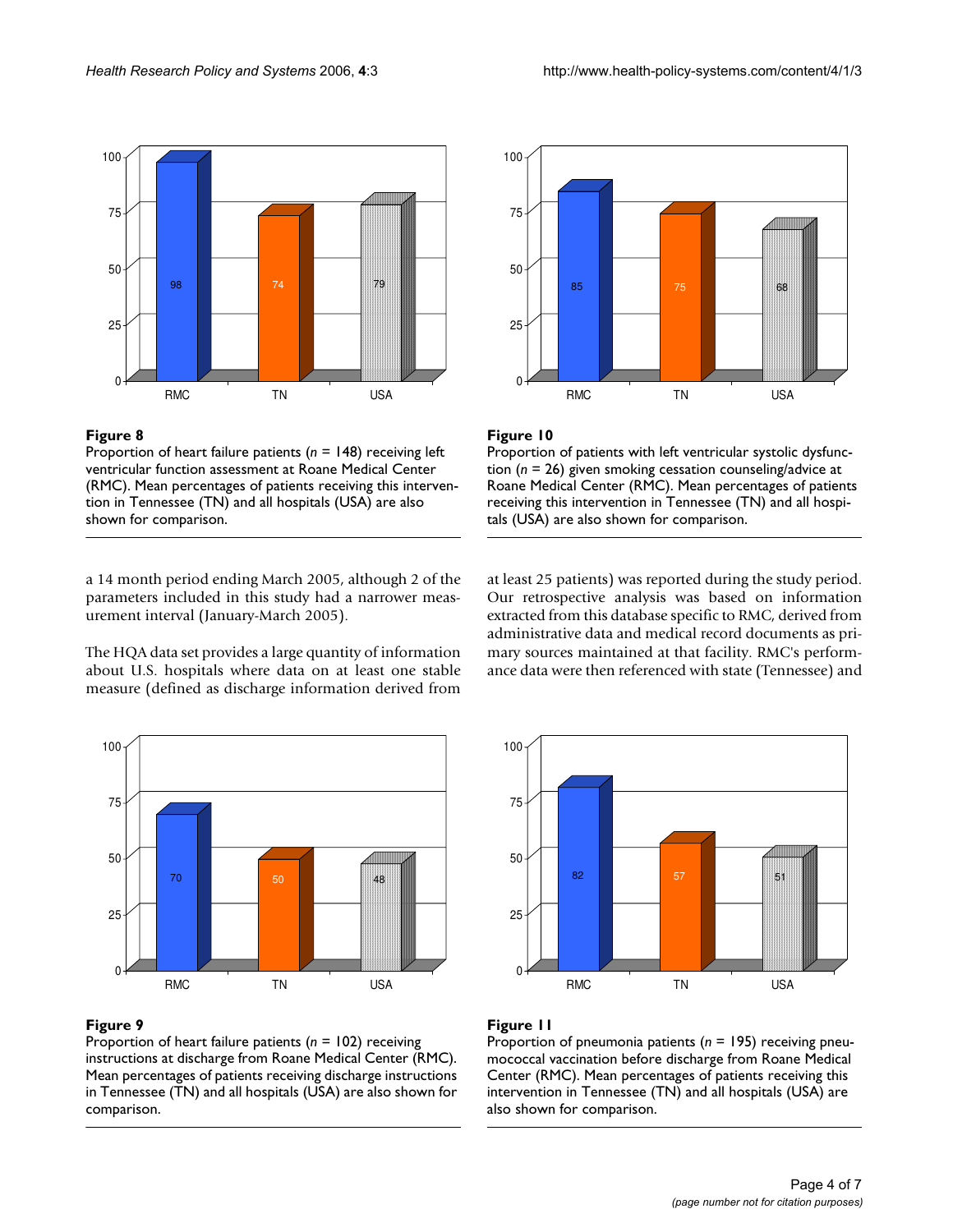**Figure 8**
Proportion of heart failure patients ($n$ = 148) receiving left ventricular function assessment at Roane Medical Center (RMC). Mean percentages of patients receiving this intervention in Tennessee (TN) and all hospitals (USA) are also shown for comparison.

**Figure 10**
Proportion of patients with left ventricular systolic dysfunction ($n$ = 26) given smoking cessation counseling/advice at Roane Medical Center (RMC). Mean percentages of patients receiving this intervention in Tennessee (TN) and all hospitals (USA) are also shown for comparison.

a 14 month period ending March 2005, although 2 of the parameters included in this study had a narrower measurement interval (January-March 2005).

The HQA data set provides a large quantity of information about U.S. hospitals where data on at least one stable measure (defined as discharge information derived from at least 25 patients) was reported during the study period. Our retrospective analysis was based on information extracted from this database specific to RMC, derived from administrative data and medical record documents as primary sources maintained at that facility. RMC's performance data were then referenced with state (Tennessee) and

**Figure 9**
Proportion of heart failure patients ($n$ = 102) receiving instructions at discharge from Roane Medical Center (RMC). Mean percentages of patients receiving discharge instructions in Tennessee (TN) and all hospitals (USA) are also shown for comparison.

**Figure 11**
Proportion of pneumonia patients ($n$ = 195) receiving pneumococcal vaccination before discharge from Roane Medical Center (RMC). Mean percentages of patients receiving this intervention in Tennessee (TN) and all hospitals (USA) are also shown for comparison.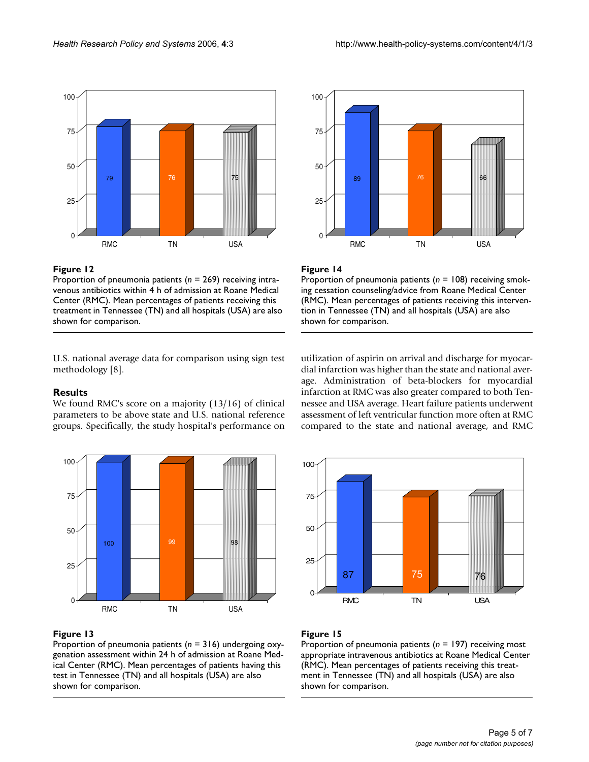**Figure 12**

Proportion of pneumonia patients ($n$ = 269) receiving intravenous antibiotics within 4 h of admission at Roane Medical Center (RMC). Mean percentages of patients receiving this treatment in Tennessee (TN) and all hospitals (USA) are also shown for comparison.

**Figure 14**

Proportion of pneumonia patients ($n$ = 108) receiving smoking cessation counseling/advice from Roane Medical Center (RMC). Mean percentages of patients receiving this intervention in Tennessee (TN) and all hospitals (USA) are also shown for comparison.

U.S. national average data for comparison using sign test methodology [8].

## Results

We found RMC's score on a majority (13/16) of clinical parameters to be above state and U.S. national reference groups. Specifically, the study hospital's performance on utilization of aspirin on arrival and discharge for myocardial infarction was higher than the state and national average. Administration of beta-blockers for myocardial infarction at RMC was also greater compared to both Tennessee and USA average. Heart failure patients underwent assessment of left ventricular function more often at RMC compared to the state and national average, and RMC

**Figure 13**

Proportion of pneumonia patients ($n$ = 316) undergoing oxygenation assessment within 24 h of admission at Roane Medical Center (RMC). Mean percentages of patients having this test in Tennessee (TN) and all hospitals (USA) are also shown for comparison.

**Figure 15**

Proportion of pneumonia patients ($n$ = 197) receiving most appropriate intravenous antibiotics at Roane Medical Center (RMC). Mean percentages of patients receiving this treatment in Tennessee (TN) and all hospitals (USA) are also shown for comparison.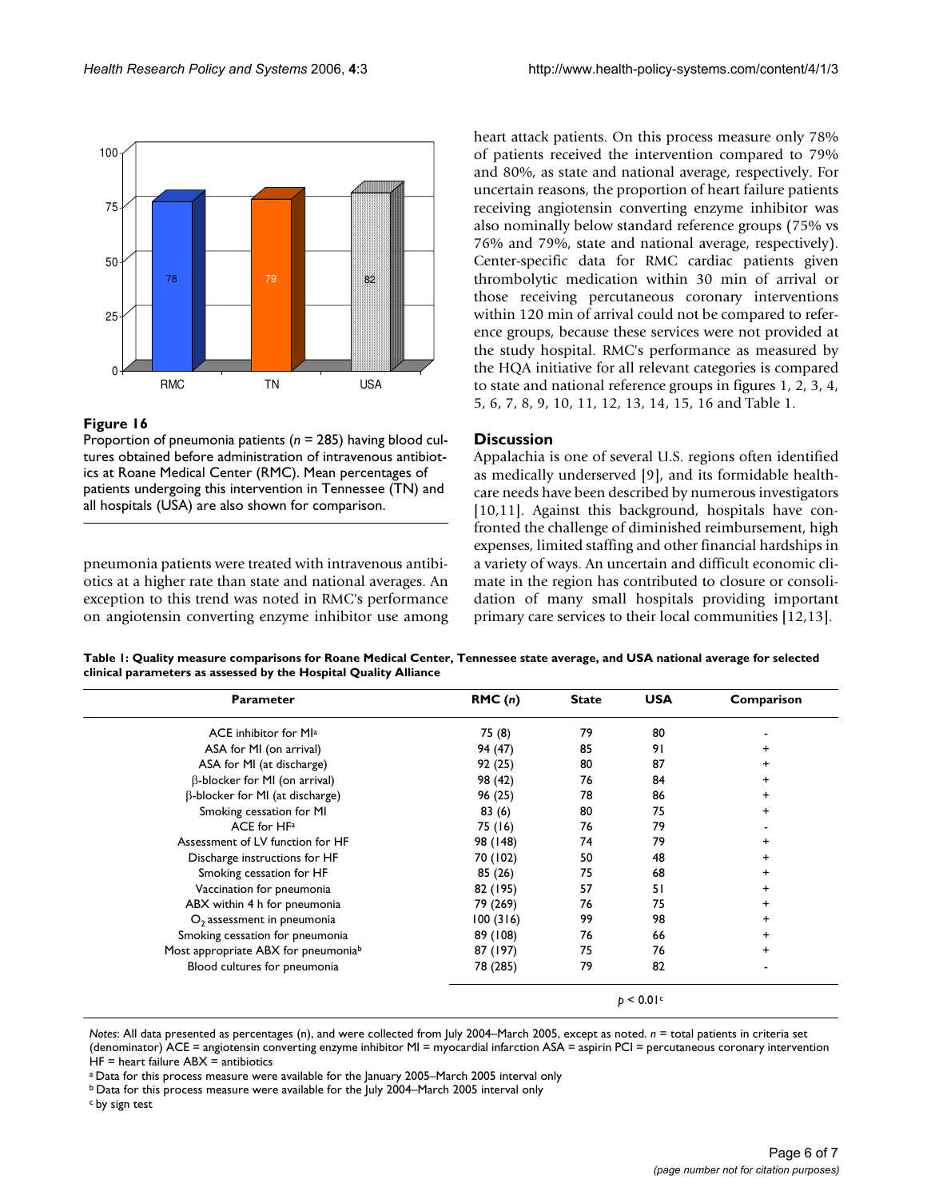**Figure 16**

Proportion of pneumonia patients (*n* = 285) having blood cultures obtained before administration of intravenous antibiotics at Roane Medical Center (RMC). Mean percentages of patients undergoing this intervention in Tennessee (TN) and all hospitals (USA) are also shown for comparison.

pneumonia patients were treated with intravenous antibiotics at a higher rate than state and national averages. An exception to this trend was noted in RMC's performance on angiotensin converting enzyme inhibitor use among heart attack patients. On this process measure only 78% of patients received the intervention compared to 79% and 80%, as state and national average, respectively. For uncertain reasons, the proportion of heart failure patients receiving angiotensin converting enzyme inhibitor was also nominally below standard reference groups (75% vs 76% and 79%, state and national average, respectively). Center-specific data for RMC cardiac patients given thrombolytic medication within 30 min of arrival or those receiving percutaneous coronary interventions within 120 min of arrival could not be compared to reference groups, because these services were not provided at the study hospital. RMC's performance as measured by the HQA initiative for all relevant categories is compared to state and national reference groups in figures 1, 2, 3, 4, 5, 6, 7, 8, 9, 10, 11, 12, 13, 14, 15, 16 and Table 1.

## Discussion

Appalachia is one of several U.S. regions often identified as medically underserved [9], and its formidable healthcare needs have been described by numerous investigators [10,11]. Against this background, hospitals have confronted the challenge of diminished reimbursement, high expenses, limited staffing and other financial hardships in a variety of ways. An uncertain and difficult economic climate in the region has contributed to closure or consolidation of many small hospitals providing important primary care services to their local communities [12,13].

**Table 1: Quality measure comparisons for Roane Medical Center, Tennessee state average, and USA national average for selected clinical parameters as assessed by the Hospital Quality Alliance**

| Parameter | RMC (*n*) | State | USA | Comparison |
|---|---|---|---|---|
| ACE inhibitor for MI[a] | 75 (8) | 79 | 80 | - |
| ASA for MI (on arrival) | 94 (47) | 85 | 91 | + |
| ASA for MI (at discharge) | 92 (25) | 80 | 87 | + |
| β-blocker for MI (on arrival) | 98 (42) | 76 | 84 | + |
| β-blocker for MI (at discharge) | 96 (25) | 78 | 86 | + |
| Smoking cessation for MI | 83 (6) | 80 | 75 | + |
| ACE for HF[a] | 75 (16) | 76 | 79 | - |
| Assessment of LV function for HF | 98 (148) | 74 | 79 | + |
| Discharge instructions for HF | 70 (102) | 50 | 48 | + |
| Smoking cessation for HF | 85 (26) | 75 | 68 | + |
| Vaccination for pneumonia | 82 (195) | 57 | 51 | + |
| ABX within 4 h for pneumonia | 79 (269) | 76 | 75 | + |
| $O_2$ assessment in pneumonia | 100 (316) | 99 | 98 | + |
| Smoking cessation for pneumonia | 89 (108) | 76 | 66 | + |
| Most appropriate ABX for pneumonia[b] | 87 (197) | 75 | 76 | + |
| Blood cultures for pneumonia | 78 (285) | 79 | 82 | - |
| | | | $p < 0.01$[c] | |

*Notes*: All data presented as percentages (n), and were collected from July 2004–March 2005, except as noted. *n* = total patients in criteria set (denominator) ACE = angiotensin converting enzyme inhibitor MI = myocardial infarction ASA = aspirin PCI = percutaneous coronary intervention HF = heart failure ABX = antibiotics

[a] Data for this process measure were available for the January 2005–March 2005 interval only

[b] Data for this process measure were available for the July 2004–March 2005 interval only

[c] by sign test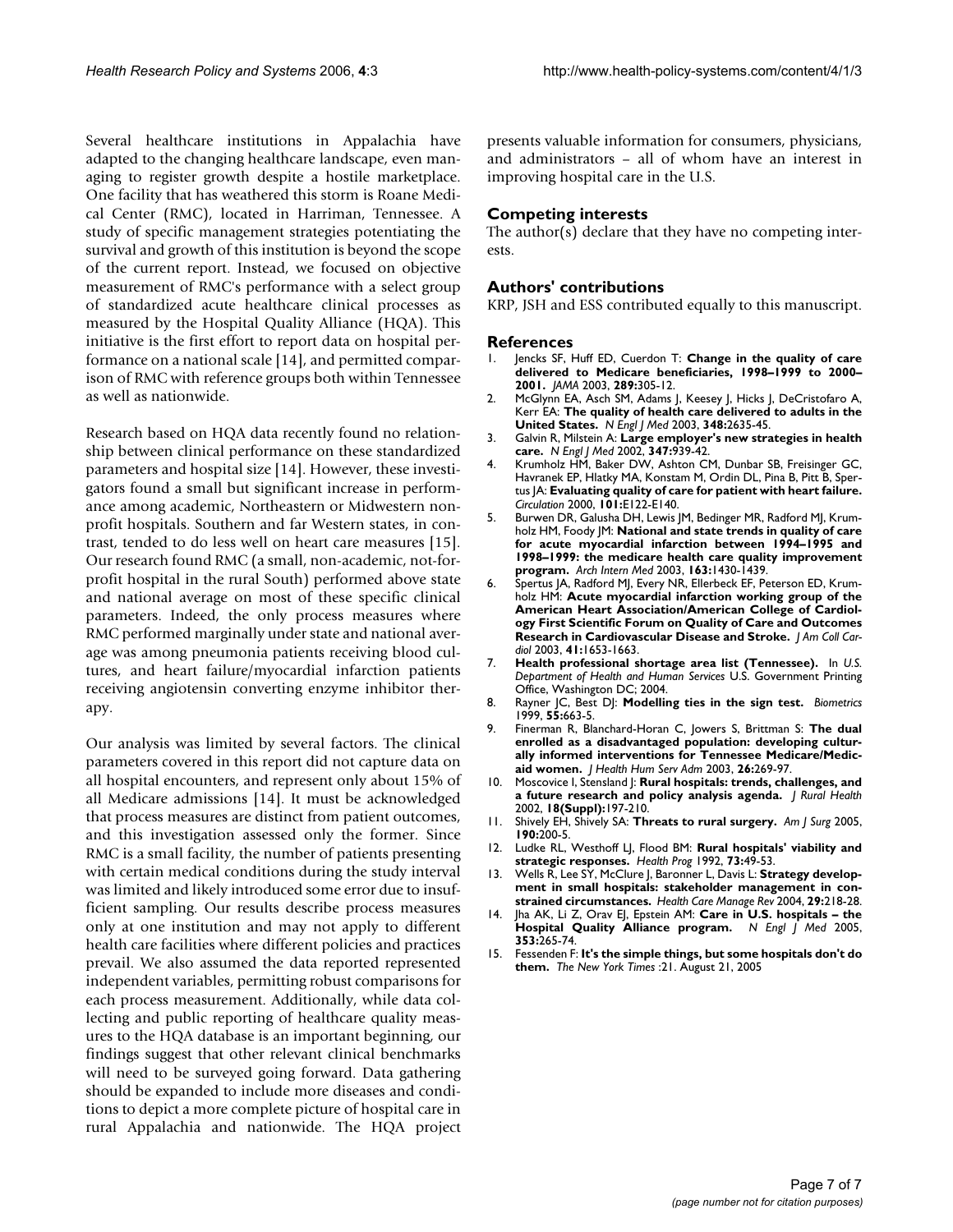Several healthcare institutions in Appalachia have adapted to the changing healthcare landscape, even managing to register growth despite a hostile marketplace. One facility that has weathered this storm is Roane Medical Center (RMC), located in Harriman, Tennessee. A study of specific management strategies potentiating the survival and growth of this institution is beyond the scope of the current report. Instead, we focused on objective measurement of RMC's performance with a select group of standardized acute healthcare clinical processes as measured by the Hospital Quality Alliance (HQA). This initiative is the first effort to report data on hospital performance on a national scale [14], and permitted comparison of RMC with reference groups both within Tennessee as well as nationwide.

Research based on HQA data recently found no relationship between clinical performance on these standardized parameters and hospital size [14]. However, these investigators found a small but significant increase in performance among academic, Northeastern or Midwestern non-profit hospitals. Southern and far Western states, in contrast, tended to do less well on heart care measures [15]. Our research found RMC (a small, non-academic, not-for-profit hospital in the rural South) performed above state and national average on most of these specific clinical parameters. Indeed, the only process measures where RMC performed marginally under state and national average was among pneumonia patients receiving blood cultures, and heart failure/myocardial infarction patients receiving angiotensin converting enzyme inhibitor therapy.

Our analysis was limited by several factors. The clinical parameters covered in this report did not capture data on all hospital encounters, and represent only about 15% of all Medicare admissions [14]. It must be acknowledged that process measures are distinct from patient outcomes, and this investigation assessed only the former. Since RMC is a small facility, the number of patients presenting with certain medical conditions during the study interval was limited and likely introduced some error due to insufficient sampling. Our results describe process measures only at one institution and may not apply to different health care facilities where different policies and practices prevail. We also assumed the data reported represented independent variables, permitting robust comparisons for each process measurement. Additionally, while data collecting and public reporting of healthcare quality measures to the HQA database is an important beginning, our findings suggest that other relevant clinical benchmarks will need to be surveyed going forward. Data gathering should be expanded to include more diseases and conditions to depict a more complete picture of hospital care in rural Appalachia and nationwide. The HQA project presents valuable information for consumers, physicians, and administrators – all of whom have an interest in improving hospital care in the U.S.

## Competing interests

The author(s) declare that they have no competing interests.

## Authors' contributions

KRP, JSH and ESS contributed equally to this manuscript.

## References

1. Jencks SF, Huff ED, Cuerdon T: **Change in the quality of care delivered to Medicare beneficiaries, 1998–1999 to 2000–2001.** *JAMA* 2003, **289:**305-12.
2. McGlynn EA, Asch SM, Adams J, Keesey J, Hicks J, DeCristofaro A, Kerr EA: **The quality of health care delivered to adults in the United States.** *N Engl J Med* 2003, **348:**2635-45.
3. Galvin R, Milstein A: **Large employer's new strategies in health care.** *N Engl J Med* 2002, **347:**939-42.
4. Krumholz HM, Baker DW, Ashton CM, Dunbar SB, Freisinger GC, Havranek EP, Hlatky MA, Konstam M, Ordin DL, Pina B, Pitt B, Spertus JA: **Evaluating quality of care for patient with heart failure.** *Circulation* 2000, **101:**E122-E140.
5. Burwen DR, Galusha DH, Lewis JM, Bedinger MR, Radford MJ, Krumholz HM, Foody JM: **National and state trends in quality of care for acute myocardial infarction between 1994–1995 and 1998–1999: the medicare health care quality improvement program.** *Arch Intern Med* 2003, **163:**1430-1439.
6. Spertus JA, Radford MJ, Every NR, Ellerbeck EF, Peterson ED, Krumholz HM: **Acute myocardial infarction working group of the American Heart Association/American College of Cardiology First Scientific Forum on Quality of Care and Outcomes Research in Cardiovascular Disease and Stroke.** *J Am Coll Cardiol* 2003, **41:**1653-1663.
7. **Health professional shortage area list (Tennessee).** In *U.S. Department of Health and Human Services* U.S. Government Printing Office, Washington DC; 2004.
8. Rayner JC, Best DJ: **Modelling ties in the sign test.** *Biometrics* 1999, **55:**663-5.
9. Finerman R, Blanchard-Horan C, Jowers S, Brittman S: **The dual enrolled as a disadvantaged population: developing culturally informed interventions for Tennessee Medicare/Medicaid women.** *J Health Hum Serv Adm* 2003, **26:**269-97.
10. Moscovice I, Stensland J: **Rural hospitals: trends, challenges, and a future research and policy analysis agenda.** *J Rural Health* 2002, **18(Suppl):**197-210.
11. Shively EH, Shively SA: **Threats to rural surgery.** *Am J Surg* 2005, **190:**200-5.
12. Ludke RL, Westhoff LJ, Flood BM: **Rural hospitals' viability and strategic responses.** *Health Prog* 1992, **73:**49-53.
13. Wells R, Lee SY, McClure J, Baronner L, Davis L: **Strategy development in small hospitals: stakeholder management in constrained circumstances.** *Health Care Manage Rev* 2004, **29:**218-28.
14. Jha AK, Li Z, Orav EJ, Epstein AM: **Care in U.S. hospitals – the Hospital Quality Alliance program.** *N Engl J Med* 2005, **353:**265-74.
15. Fessenden F: **It's the simple things, but some hospitals don't do them.** *The New York Times* :21. August 21, 2005